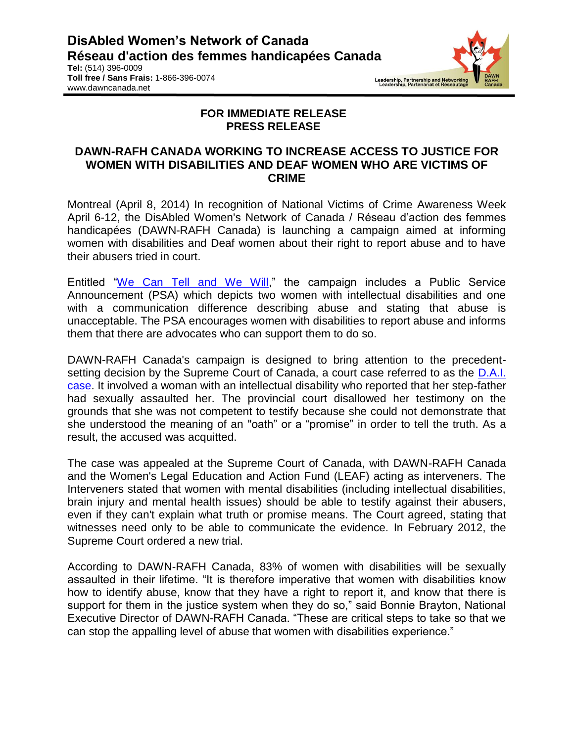**DisAbled Women's Network of Canada**
**Réseau d'action des femmes handicapées Canada**
**Tel:** (514) 396-0009
**Toll free / Sans Frais:** 1-866-396-0074
www.dawncanada.net

Leadership, Partnership and Networking
Leadership, Partenariat et Réseautage

DAWN RAFH Canada

**FOR IMMEDIATE RELEASE**
**PRESS RELEASE**

## DAWN-RAFH CANADA WORKING TO INCREASE ACCESS TO JUSTICE FOR WOMEN WITH DISABILITIES AND DEAF WOMEN WHO ARE VICTIMS OF CRIME

Montreal (April 8, 2014) In recognition of National Victims of Crime Awareness Week April 6-12, the DisAbled Women's Network of Canada / Réseau d'action des femmes handicapées (DAWN-RAFH Canada) is launching a campaign aimed at informing women with disabilities and Deaf women about their right to report abuse and to have their abusers tried in court.

Entitled "We Can Tell and We Will," the campaign includes a Public Service Announcement (PSA) which depicts two women with intellectual disabilities and one with a communication difference describing abuse and stating that abuse is unacceptable. The PSA encourages women with disabilities to report abuse and informs them that there are advocates who can support them to do so.

DAWN-RAFH Canada's campaign is designed to bring attention to the precedent-setting decision by the Supreme Court of Canada, a court case referred to as the D.A.I. case. It involved a woman with an intellectual disability who reported that her step-father had sexually assaulted her. The provincial court disallowed her testimony on the grounds that she was not competent to testify because she could not demonstrate that she understood the meaning of an "oath" or a "promise" in order to tell the truth. As a result, the accused was acquitted.

The case was appealed at the Supreme Court of Canada, with DAWN-RAFH Canada and the Women's Legal Education and Action Fund (LEAF) acting as interveners. The Interveners stated that women with mental disabilities (including intellectual disabilities, brain injury and mental health issues) should be able to testify against their abusers, even if they can't explain what truth or promise means. The Court agreed, stating that witnesses need only to be able to communicate the evidence. In February 2012, the Supreme Court ordered a new trial.

According to DAWN-RAFH Canada, 83% of women with disabilities will be sexually assaulted in their lifetime. "It is therefore imperative that women with disabilities know how to identify abuse, know that they have a right to report it, and know that there is support for them in the justice system when they do so," said Bonnie Brayton, National Executive Director of DAWN-RAFH Canada. "These are critical steps to take so that we can stop the appalling level of abuse that women with disabilities experience."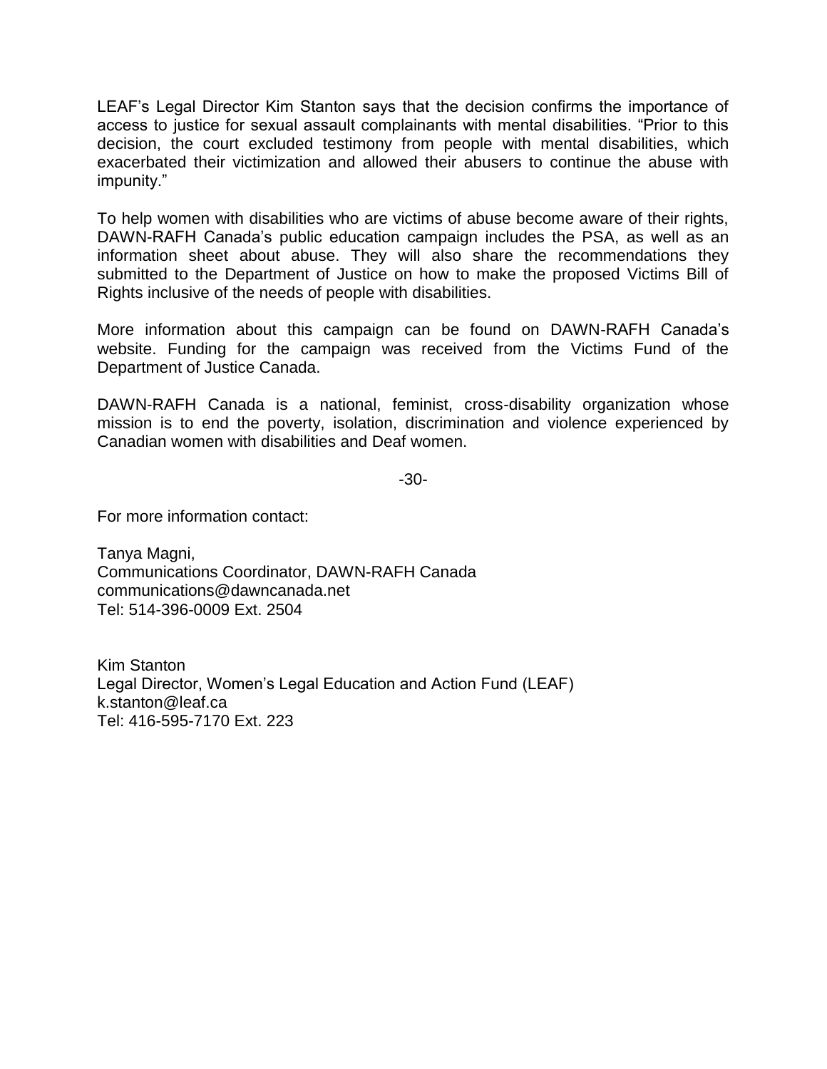LEAF's Legal Director Kim Stanton says that the decision confirms the importance of access to justice for sexual assault complainants with mental disabilities. "Prior to this decision, the court excluded testimony from people with mental disabilities, which exacerbated their victimization and allowed their abusers to continue the abuse with impunity."

To help women with disabilities who are victims of abuse become aware of their rights, DAWN-RAFH Canada's public education campaign includes the PSA, as well as an information sheet about abuse. They will also share the recommendations they submitted to the Department of Justice on how to make the proposed Victims Bill of Rights inclusive of the needs of people with disabilities.

More information about this campaign can be found on DAWN-RAFH Canada's website. Funding for the campaign was received from the Victims Fund of the Department of Justice Canada.

DAWN-RAFH Canada is a national, feminist, cross-disability organization whose mission is to end the poverty, isolation, discrimination and violence experienced by Canadian women with disabilities and Deaf women.

-30-

For more information contact:

Tanya Magni,  
Communications Coordinator, DAWN-RAFH Canada  
communications@dawncanada.net  
Tel: 514-396-0009 Ext. 2504

Kim Stanton  
Legal Director, Women's Legal Education and Action Fund (LEAF)  
k.stanton@leaf.ca  
Tel: 416-595-7170 Ext. 223